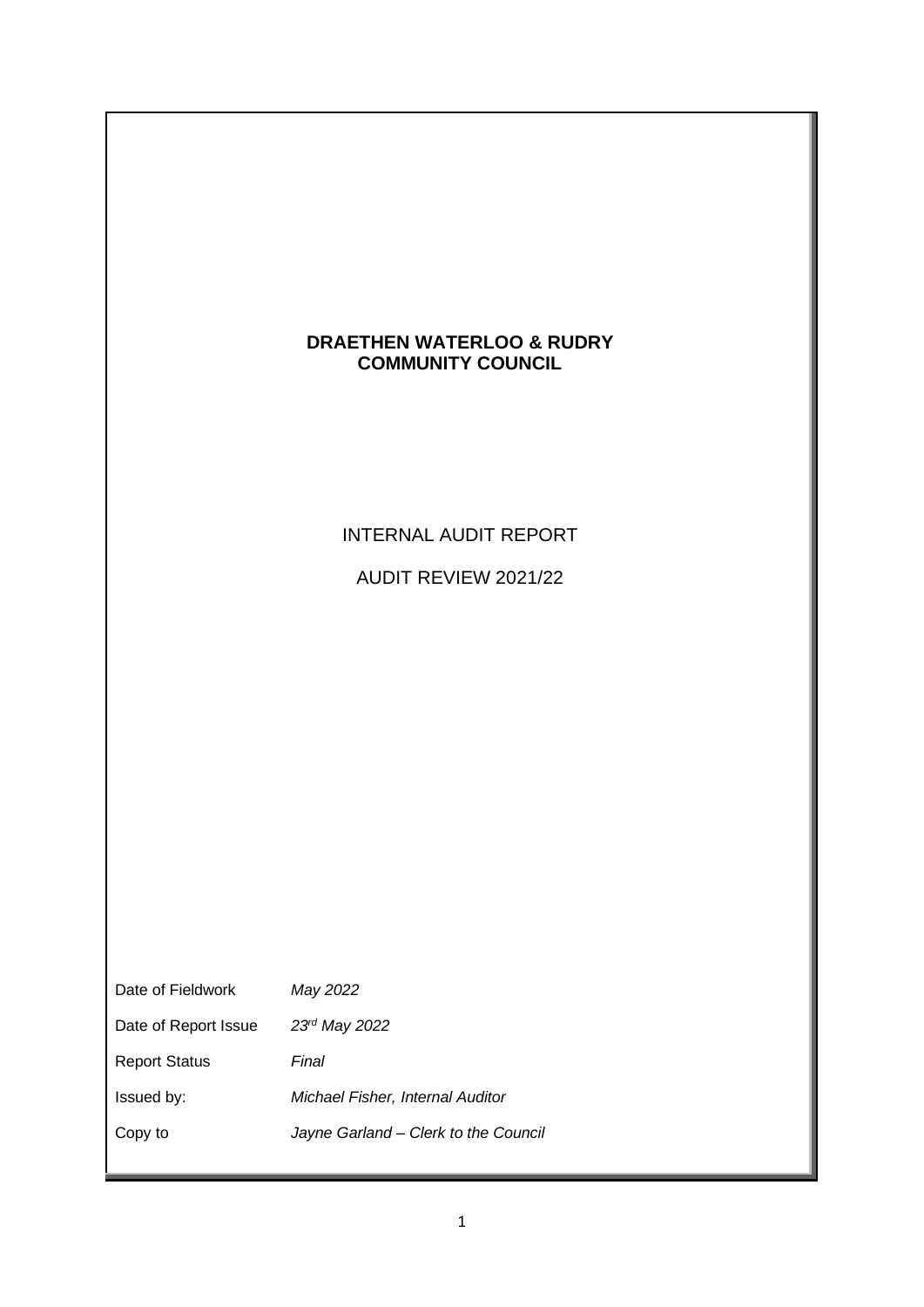# DRAETHEN WATERLOO & RUDRY COMMUNITY COUNCIL

INTERNAL AUDIT REPORT

AUDIT REVIEW 2021/22

| | |
|---|---|
| Date of Fieldwork | *May 2022* |
| Date of Report Issue | *23rd May 2022* |
| Report Status | *Final* |
| Issued by: | *Michael Fisher, Internal Auditor* |
| Copy to | *Jayne Garland – Clerk to the Council* |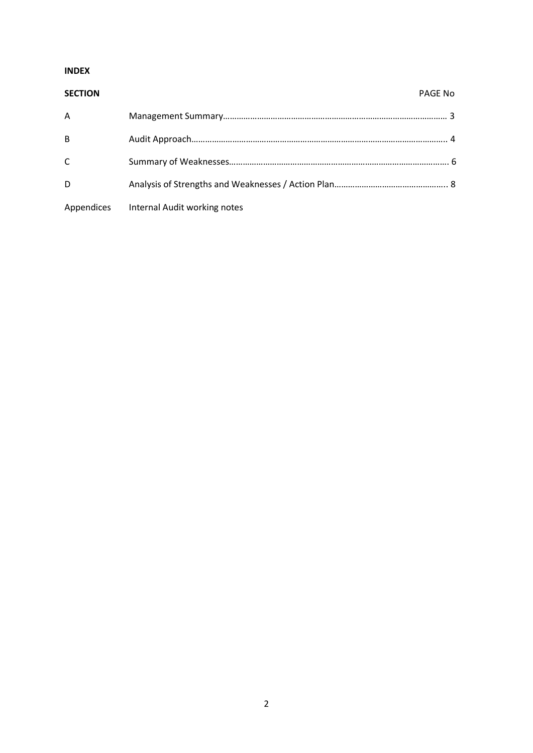**INDEX**

| SECTION | | PAGE No |
|---|---|---|
| A | Management Summary | 3 |
| B | Audit Approach | 4 |
| C | Summary of Weaknesses | 6 |
| D | Analysis of Strengths and Weaknesses / Action Plan | 8 |
| Appendices | Internal Audit working notes | |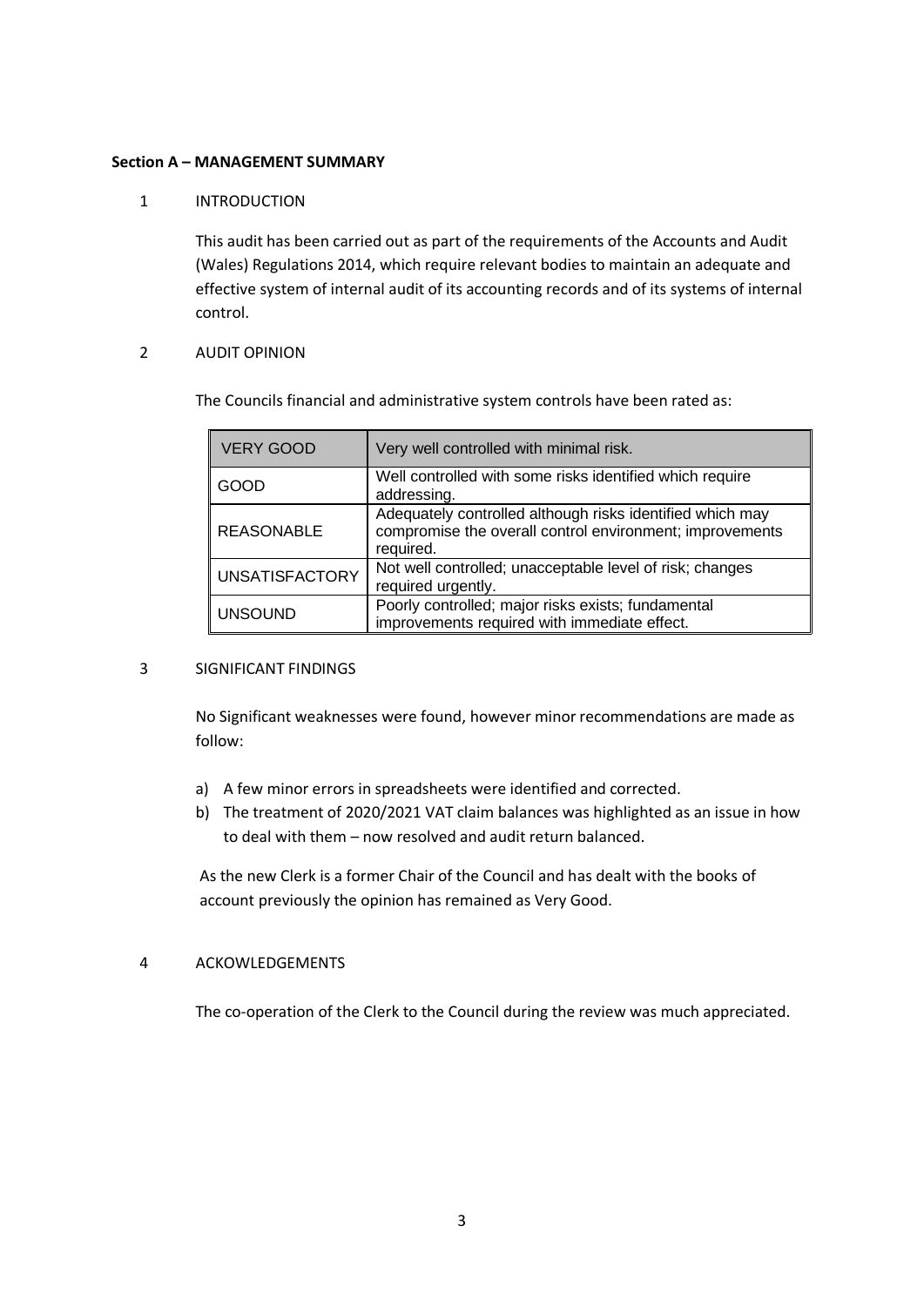## Section A – MANAGEMENT SUMMARY

### 1 INTRODUCTION

This audit has been carried out as part of the requirements of the Accounts and Audit (Wales) Regulations 2014, which require relevant bodies to maintain an adequate and effective system of internal audit of its accounting records and of its systems of internal control.

### 2 AUDIT OPINION

The Councils financial and administrative system controls have been rated as:

| VERY GOOD | Very well controlled with minimal risk. |
|---|---|
| GOOD | Well controlled with some risks identified which require addressing. |
| REASONABLE | Adequately controlled although risks identified which may compromise the overall control environment; improvements required. |
| UNSATISFACTORY | Not well controlled; unacceptable level of risk; changes required urgently. |
| UNSOUND | Poorly controlled; major risks exists; fundamental improvements required with immediate effect. |

### 3 SIGNIFICANT FINDINGS

No Significant weaknesses were found, however minor recommendations are made as follow:

a) A few minor errors in spreadsheets were identified and corrected.
b) The treatment of 2020/2021 VAT claim balances was highlighted as an issue in how to deal with them – now resolved and audit return balanced.

As the new Clerk is a former Chair of the Council and has dealt with the books of account previously the opinion has remained as Very Good.

### 4 ACKOWLEDGEMENTS

The co-operation of the Clerk to the Council during the review was much appreciated.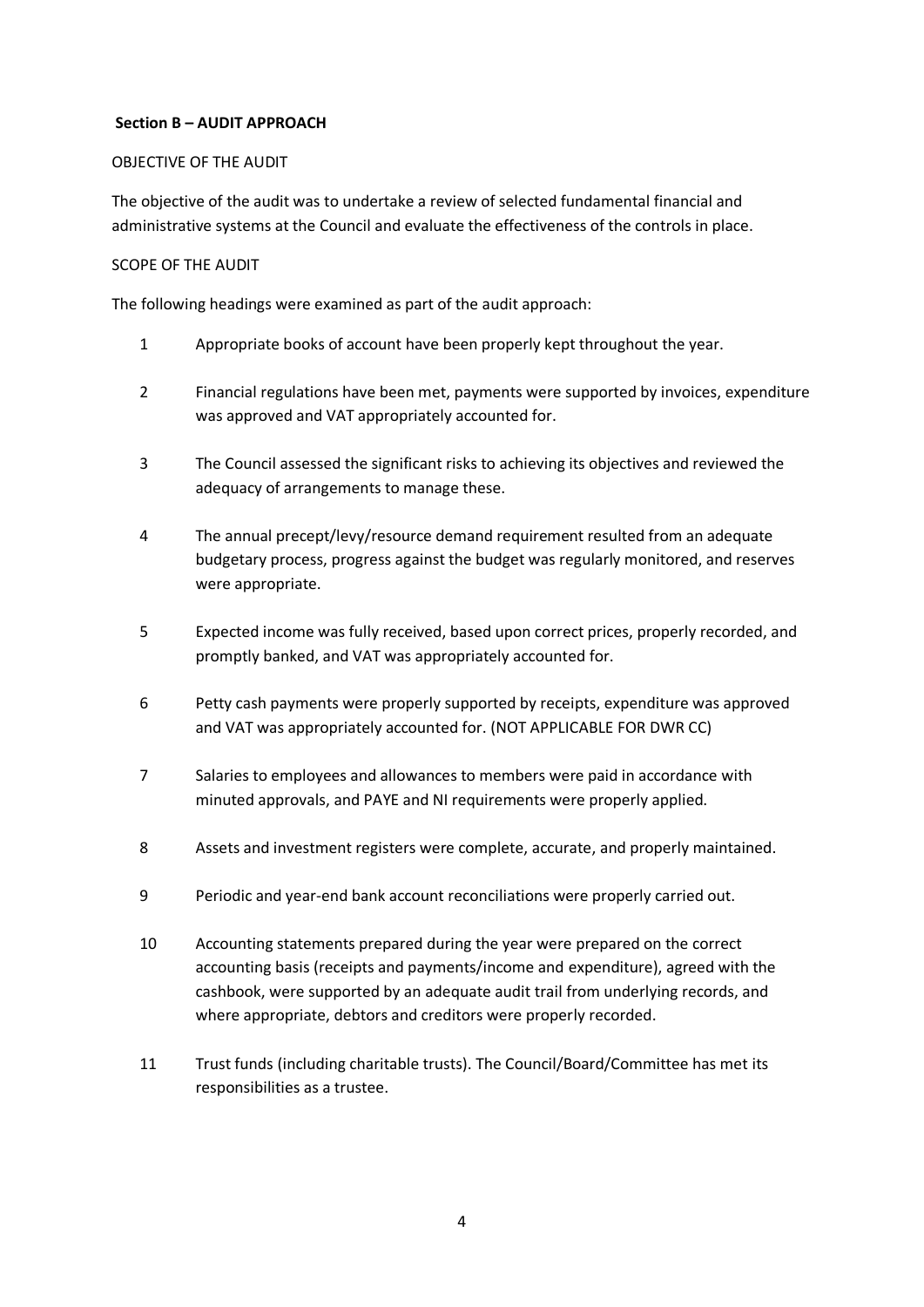**Section B – AUDIT APPROACH**

OBJECTIVE OF THE AUDIT

The objective of the audit was to undertake a review of selected fundamental financial and administrative systems at the Council and evaluate the effectiveness of the controls in place.

SCOPE OF THE AUDIT

The following headings were examined as part of the audit approach:

1. Appropriate books of account have been properly kept throughout the year.
2. Financial regulations have been met, payments were supported by invoices, expenditure was approved and VAT appropriately accounted for.
3. The Council assessed the significant risks to achieving its objectives and reviewed the adequacy of arrangements to manage these.
4. The annual precept/levy/resource demand requirement resulted from an adequate budgetary process, progress against the budget was regularly monitored, and reserves were appropriate.
5. Expected income was fully received, based upon correct prices, properly recorded, and promptly banked, and VAT was appropriately accounted for.
6. Petty cash payments were properly supported by receipts, expenditure was approved and VAT was appropriately accounted for. (NOT APPLICABLE FOR DWR CC)
7. Salaries to employees and allowances to members were paid in accordance with minuted approvals, and PAYE and NI requirements were properly applied.
8. Assets and investment registers were complete, accurate, and properly maintained.
9. Periodic and year-end bank account reconciliations were properly carried out.
10. Accounting statements prepared during the year were prepared on the correct accounting basis (receipts and payments/income and expenditure), agreed with the cashbook, were supported by an adequate audit trail from underlying records, and where appropriate, debtors and creditors were properly recorded.
11. Trust funds (including charitable trusts). The Council/Board/Committee has met its responsibilities as a trustee.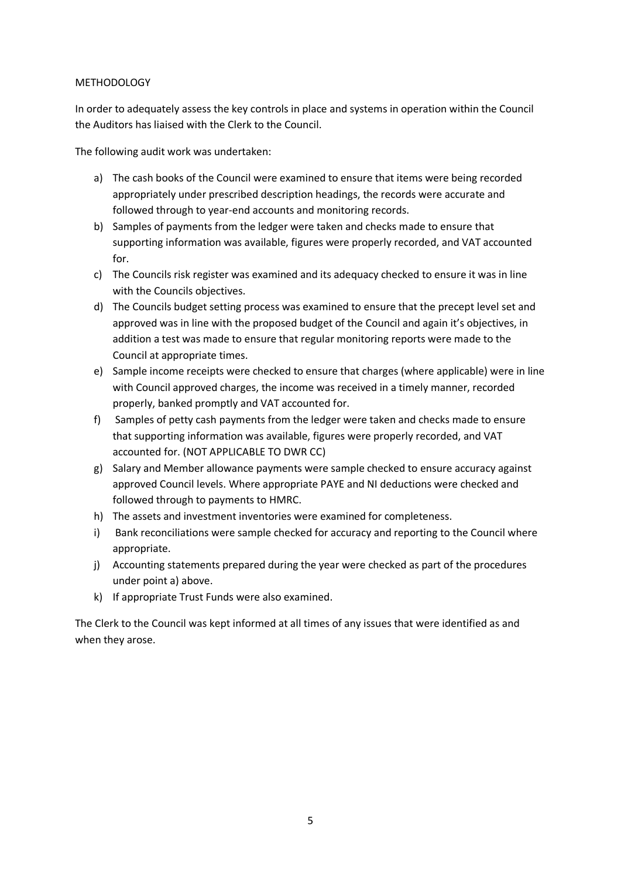## METHODOLOGY

In order to adequately assess the key controls in place and systems in operation within the Council the Auditors has liaised with the Clerk to the Council.

The following audit work was undertaken:

a) The cash books of the Council were examined to ensure that items were being recorded appropriately under prescribed description headings, the records were accurate and followed through to year-end accounts and monitoring records.
b) Samples of payments from the ledger were taken and checks made to ensure that supporting information was available, figures were properly recorded, and VAT accounted for.
c) The Councils risk register was examined and its adequacy checked to ensure it was in line with the Councils objectives.
d) The Councils budget setting process was examined to ensure that the precept level set and approved was in line with the proposed budget of the Council and again it's objectives, in addition a test was made to ensure that regular monitoring reports were made to the Council at appropriate times.
e) Sample income receipts were checked to ensure that charges (where applicable) were in line with Council approved charges, the income was received in a timely manner, recorded properly, banked promptly and VAT accounted for.
f) Samples of petty cash payments from the ledger were taken and checks made to ensure that supporting information was available, figures were properly recorded, and VAT accounted for. (NOT APPLICABLE TO DWR CC)
g) Salary and Member allowance payments were sample checked to ensure accuracy against approved Council levels. Where appropriate PAYE and NI deductions were checked and followed through to payments to HMRC.
h) The assets and investment inventories were examined for completeness.
i) Bank reconciliations were sample checked for accuracy and reporting to the Council where appropriate.
j) Accounting statements prepared during the year were checked as part of the procedures under point a) above.
k) If appropriate Trust Funds were also examined.

The Clerk to the Council was kept informed at all times of any issues that were identified as and when they arose.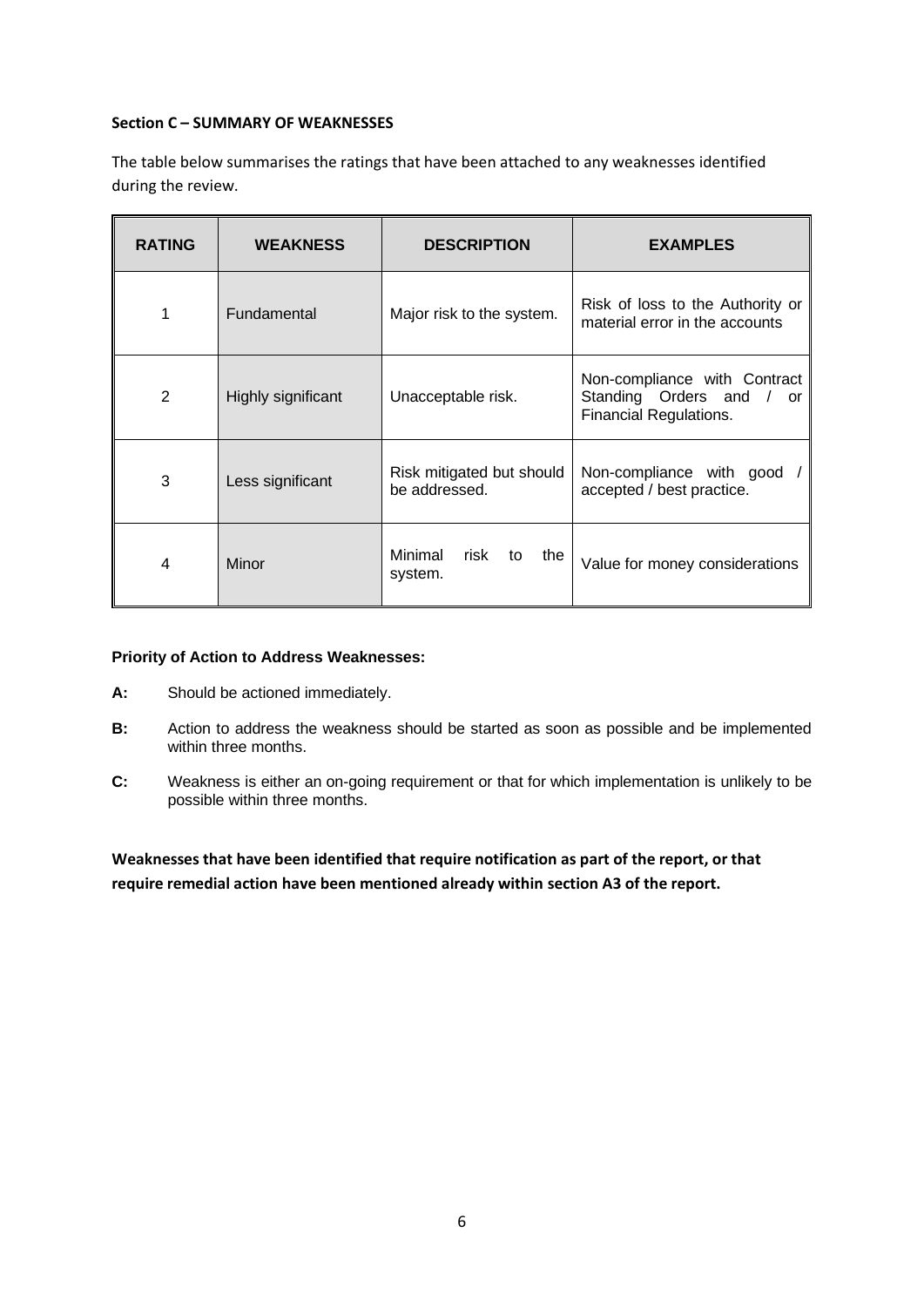**Section C – SUMMARY OF WEAKNESSES**

The table below summarises the ratings that have been attached to any weaknesses identified during the review.

| RATING | WEAKNESS | DESCRIPTION | EXAMPLES |
|---|---|---|---|
| 1 | Fundamental | Major risk to the system. | Risk of loss to the Authority or material error in the accounts |
| 2 | Highly significant | Unacceptable risk. | Non-compliance with Contract Standing Orders and / or Financial Regulations. |
| 3 | Less significant | Risk mitigated but should be addressed. | Non-compliance with good / accepted / best practice. |
| 4 | Minor | Minimal risk to the system. | Value for money considerations |

**Priority of Action to Address Weaknesses:**

**A:** Should be actioned immediately.

**B:** Action to address the weakness should be started as soon as possible and be implemented within three months.

**C:** Weakness is either an on-going requirement or that for which implementation is unlikely to be possible within three months.

**Weaknesses that have been identified that require notification as part of the report, or that require remedial action have been mentioned already within section A3 of the report.**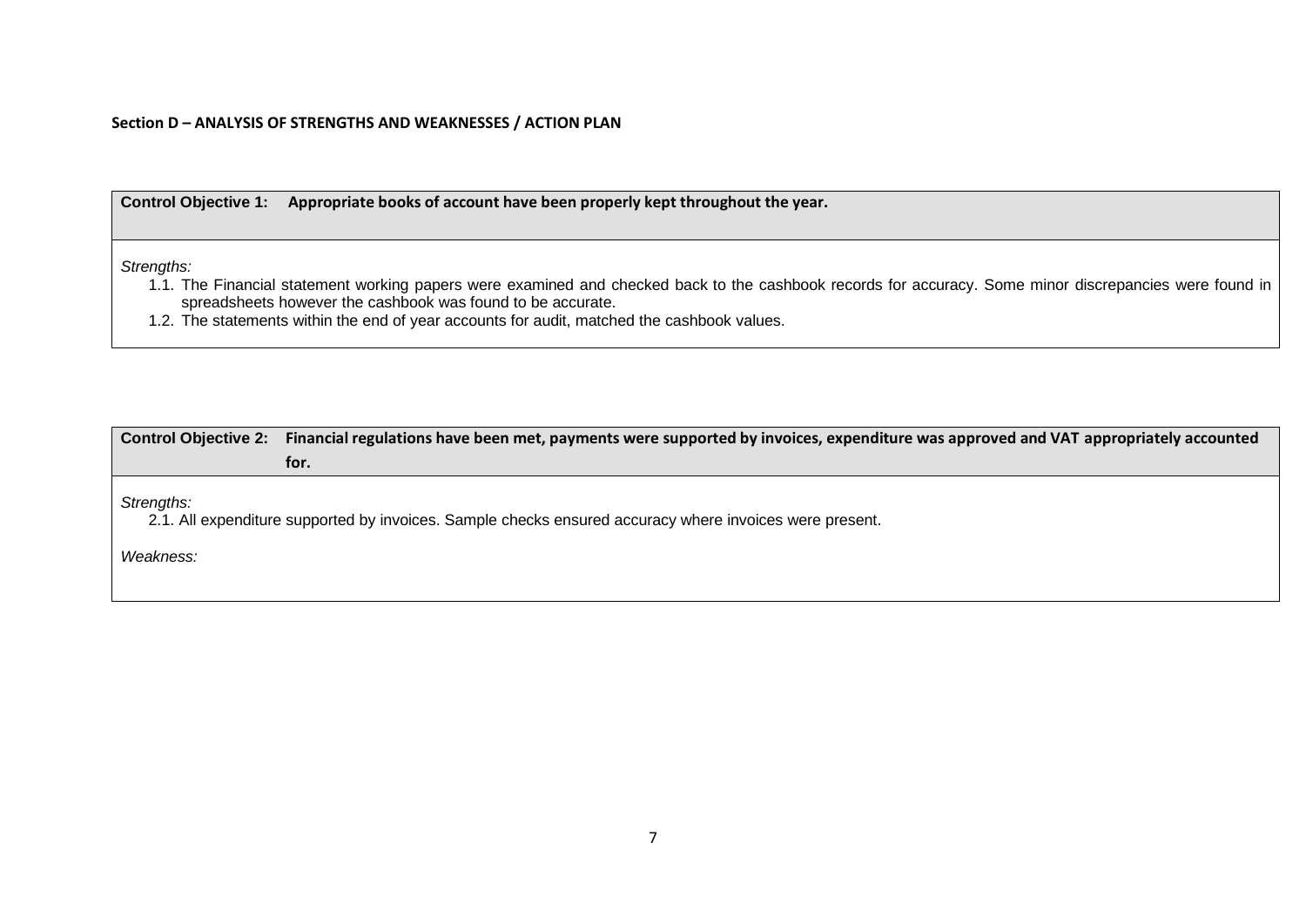**Section D – ANALYSIS OF STRENGTHS AND WEAKNESSES / ACTION PLAN**

| **Control Objective 1:** **Appropriate books of account have been properly kept throughout the year.** |
| --- |
| *Strengths:*<br>1.1. The Financial statement working papers were examined and checked back to the cashbook records for accuracy. Some minor discrepancies were found in spreadsheets however the cashbook was found to be accurate.<br>1.2. The statements within the end of year accounts for audit, matched the cashbook values. |

| **Control Objective 2:** **Financial regulations have been met, payments were supported by invoices, expenditure was approved and VAT appropriately accounted for.** |
| --- |
| *Strengths:*<br>2.1. All expenditure supported by invoices. Sample checks ensured accuracy where invoices were present.<br><br>*Weakness:* |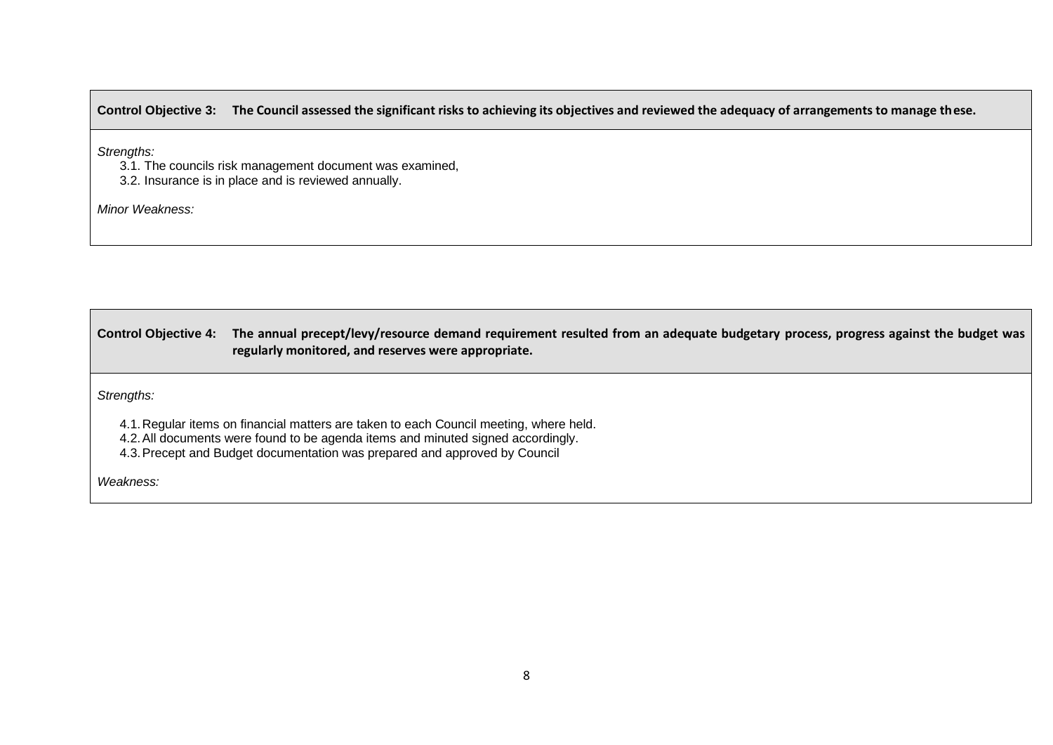**Control Objective 3: The Council assessed the significant risks to achieving its objectives and reviewed the adequacy of arrangements to manage these.**

*Strengths:*

3.1. The councils risk management document was examined,

3.2. Insurance is in place and is reviewed annually.

*Minor Weakness:*

**Control Objective 4: The annual precept/levy/resource demand requirement resulted from an adequate budgetary process, progress against the budget was regularly monitored, and reserves were appropriate.**

*Strengths:*

4.1. Regular items on financial matters are taken to each Council meeting, where held.

4.2. All documents were found to be agenda items and minuted signed accordingly.

4.3. Precept and Budget documentation was prepared and approved by Council

*Weakness:*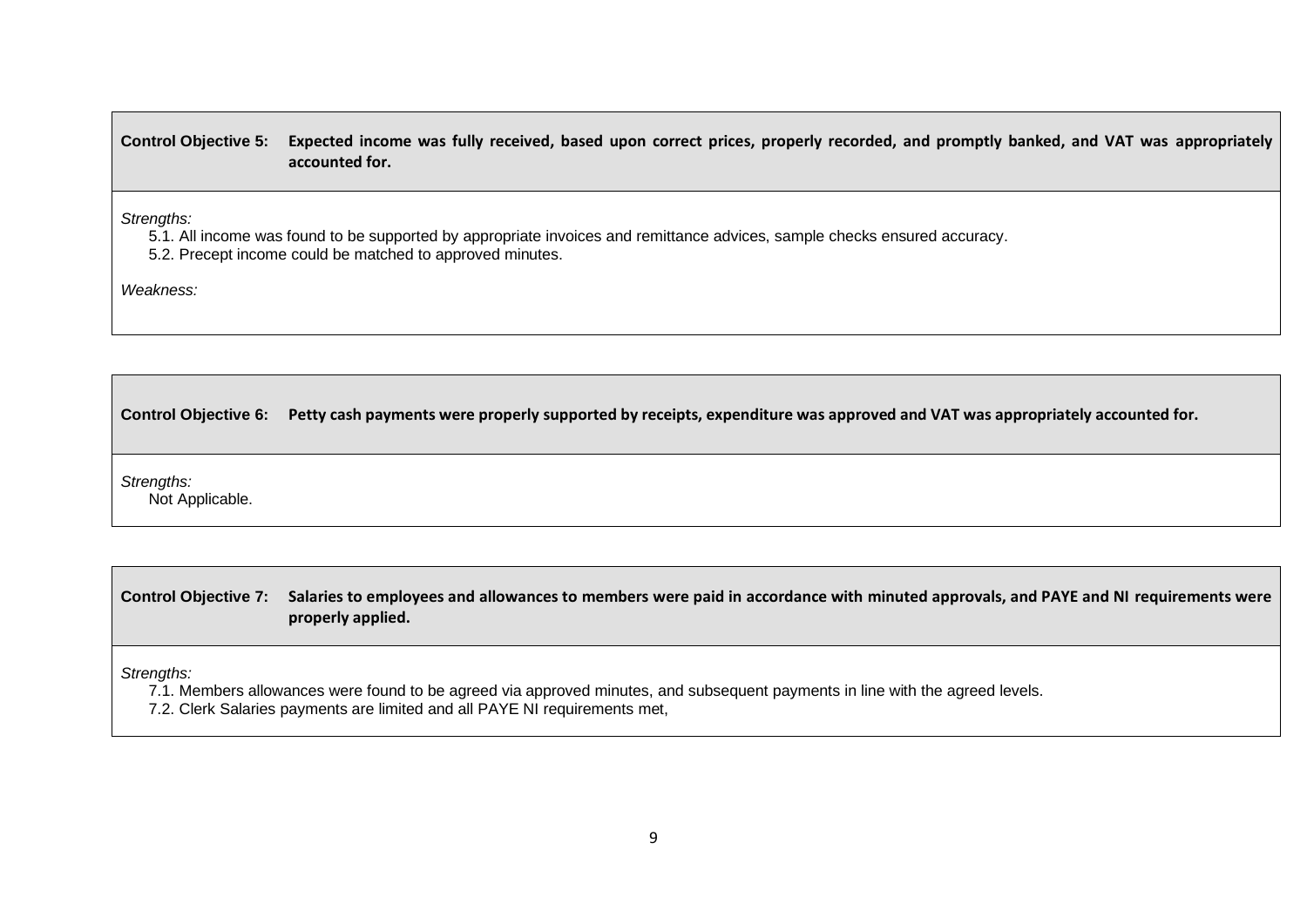**Control Objective 5: Expected income was fully received, based upon correct prices, properly recorded, and promptly banked, and VAT was appropriately accounted for.**

*Strengths:*

5.1. All income was found to be supported by appropriate invoices and remittance advices, sample checks ensured accuracy.

5.2. Precept income could be matched to approved minutes.

*Weakness:*

**Control Objective 6: Petty cash payments were properly supported by receipts, expenditure was approved and VAT was appropriately accounted for.**

*Strengths:*

Not Applicable.

**Control Objective 7: Salaries to employees and allowances to members were paid in accordance with minuted approvals, and PAYE and NI requirements were properly applied.**

*Strengths:*

7.1. Members allowances were found to be agreed via approved minutes, and subsequent payments in line with the agreed levels.

7.2. Clerk Salaries payments are limited and all PAYE NI requirements met,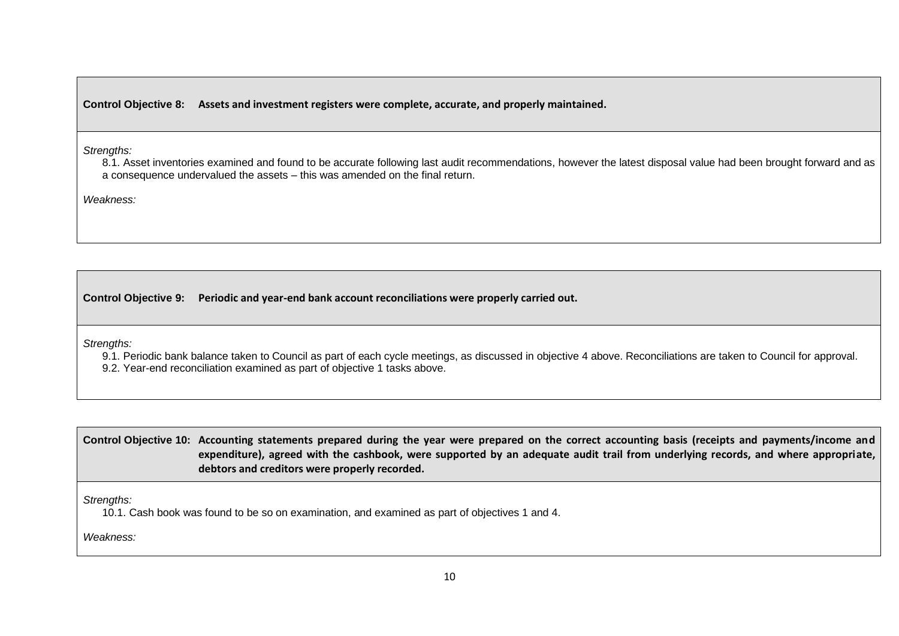**Control Objective 8: Assets and investment registers were complete, accurate, and properly maintained.**

*Strengths:*

8.1. Asset inventories examined and found to be accurate following last audit recommendations, however the latest disposal value had been brought forward and as a consequence undervalued the assets – this was amended on the final return.

*Weakness:*

**Control Objective 9: Periodic and year-end bank account reconciliations were properly carried out.**

*Strengths:*

9.1. Periodic bank balance taken to Council as part of each cycle meetings, as discussed in objective 4 above. Reconciliations are taken to Council for approval.

9.2. Year-end reconciliation examined as part of objective 1 tasks above.

**Control Objective 10: Accounting statements prepared during the year were prepared on the correct accounting basis (receipts and payments/income and expenditure), agreed with the cashbook, were supported by an adequate audit trail from underlying records, and where appropriate, debtors and creditors were properly recorded.**

*Strengths:*

10.1. Cash book was found to be so on examination, and examined as part of objectives 1 and 4.

*Weakness:*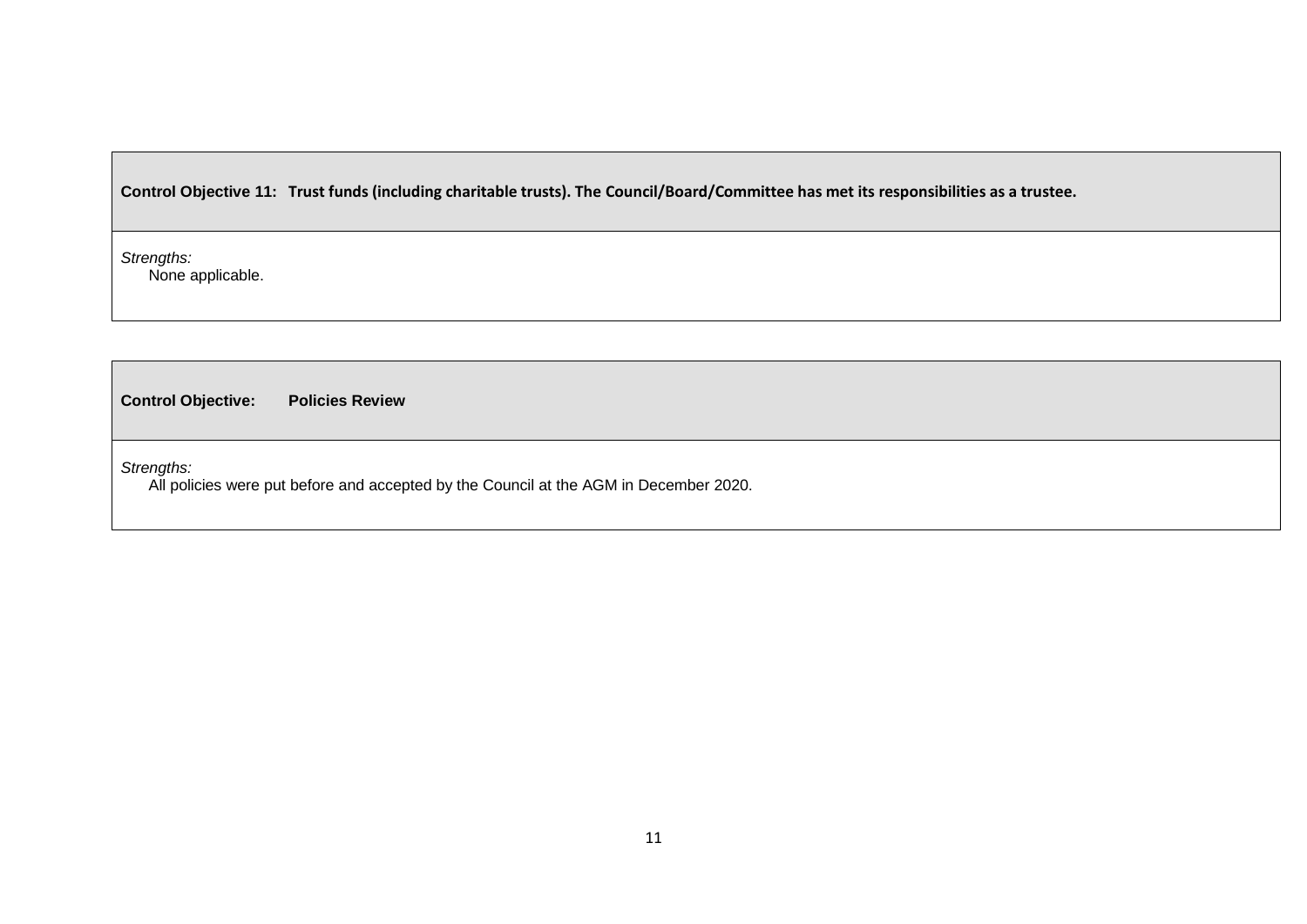**Control Objective 11: Trust funds (including charitable trusts). The Council/Board/Committee has met its responsibilities as a trustee.**

*Strengths:*

None applicable.

**Control Objective: Policies Review**

*Strengths:*

All policies were put before and accepted by the Council at the AGM in December 2020.